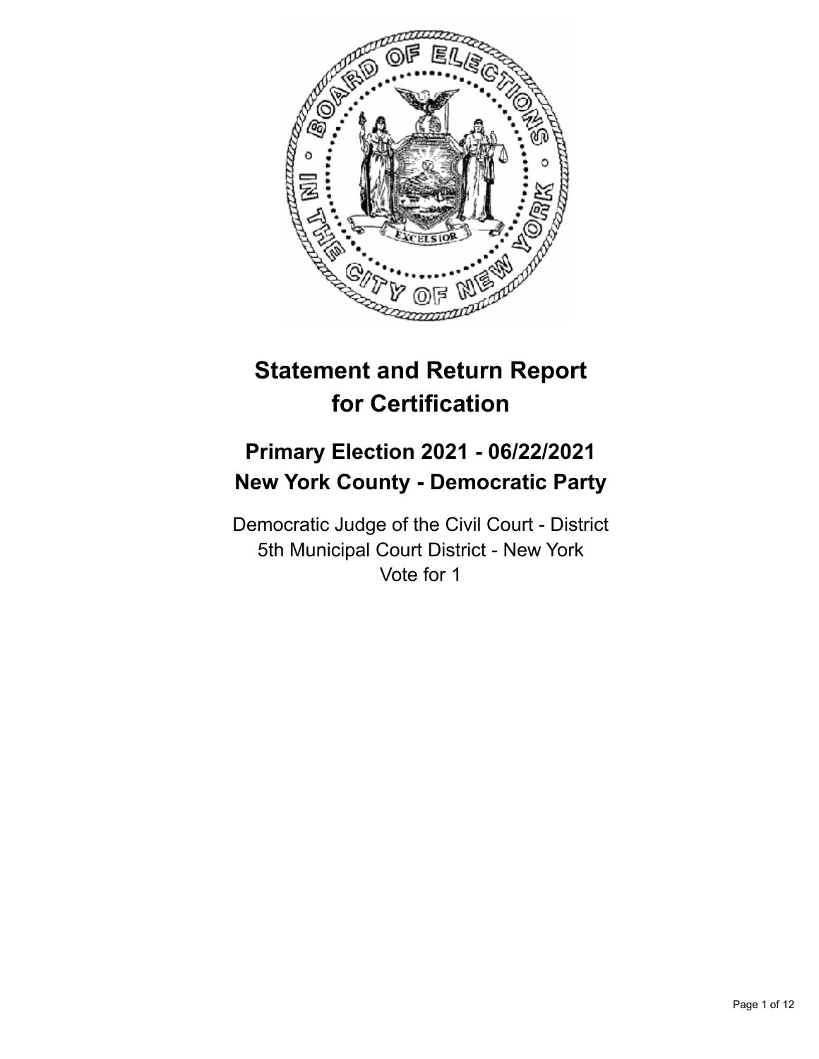# Statement and Return Report for Certification

## Primary Election 2021 - 06/22/2021
## New York County - Democratic Party

Democratic Judge of the Civil Court - District
5th Municipal Court District - New York
Vote for 1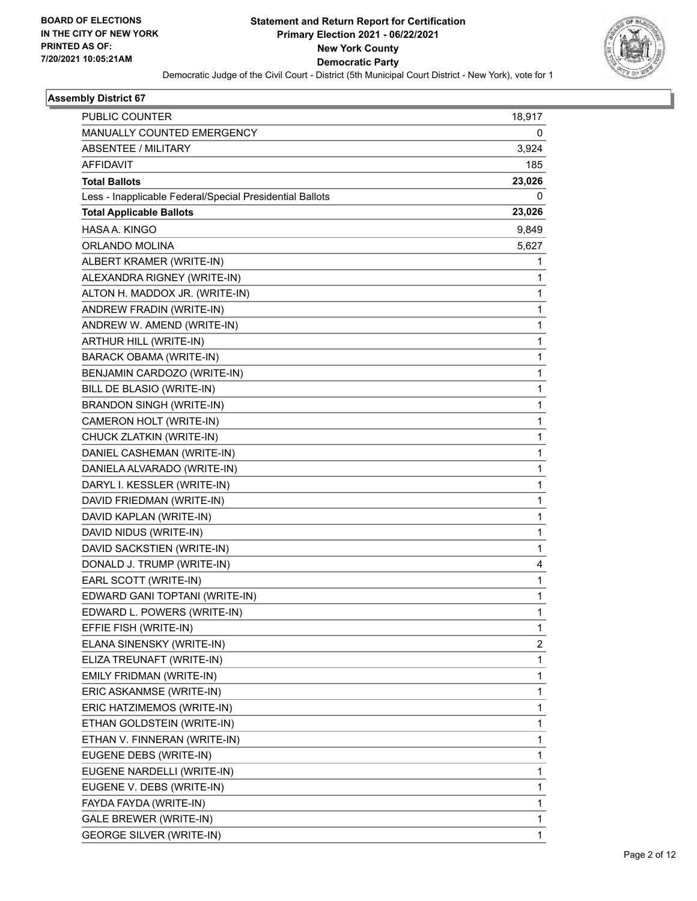**BOARD OF ELECTIONS IN THE CITY OF NEW YORK PRINTED AS OF: 7/20/2021 10:05:21AM**

# Statement and Return Report for Certification
## Primary Election 2021 - 06/22/2021
## New York County
## Democratic Party

Democratic Judge of the Civil Court - District (5th Municipal Court District - New York), vote for 1

### Assembly District 67

| | |
|---|---|
| PUBLIC COUNTER | 18,917 |
| MANUALLY COUNTED EMERGENCY | 0 |
| ABSENTEE / MILITARY | 3,924 |
| AFFIDAVIT | 185 |
| **Total Ballots** | **23,026** |
| Less - Inapplicable Federal/Special Presidential Ballots | 0 |
| **Total Applicable Ballots** | **23,026** |
| HASA A. KINGO | 9,849 |
| ORLANDO MOLINA | 5,627 |
| ALBERT KRAMER (WRITE-IN) | 1 |
| ALEXANDRA RIGNEY (WRITE-IN) | 1 |
| ALTON H. MADDOX JR. (WRITE-IN) | 1 |
| ANDREW FRADIN (WRITE-IN) | 1 |
| ANDREW W. AMEND (WRITE-IN) | 1 |
| ARTHUR HILL (WRITE-IN) | 1 |
| BARACK OBAMA (WRITE-IN) | 1 |
| BENJAMIN CARDOZO (WRITE-IN) | 1 |
| BILL DE BLASIO (WRITE-IN) | 1 |
| BRANDON SINGH (WRITE-IN) | 1 |
| CAMERON HOLT (WRITE-IN) | 1 |
| CHUCK ZLATKIN (WRITE-IN) | 1 |
| DANIEL CASHEMAN (WRITE-IN) | 1 |
| DANIELA ALVARADO (WRITE-IN) | 1 |
| DARYL I. KESSLER (WRITE-IN) | 1 |
| DAVID FRIEDMAN (WRITE-IN) | 1 |
| DAVID KAPLAN (WRITE-IN) | 1 |
| DAVID NIDUS (WRITE-IN) | 1 |
| DAVID SACKSTIEN (WRITE-IN) | 1 |
| DONALD J. TRUMP (WRITE-IN) | 4 |
| EARL SCOTT (WRITE-IN) | 1 |
| EDWARD GANI TOPTANI (WRITE-IN) | 1 |
| EDWARD L. POWERS (WRITE-IN) | 1 |
| EFFIE FISH (WRITE-IN) | 1 |
| ELANA SINENSKY (WRITE-IN) | 2 |
| ELIZA TREUNAFT (WRITE-IN) | 1 |
| EMILY FRIDMAN (WRITE-IN) | 1 |
| ERIC ASKANMSE (WRITE-IN) | 1 |
| ERIC HATZIMEMOS (WRITE-IN) | 1 |
| ETHAN GOLDSTEIN (WRITE-IN) | 1 |
| ETHAN V. FINNERAN (WRITE-IN) | 1 |
| EUGENE DEBS (WRITE-IN) | 1 |
| EUGENE NARDELLI (WRITE-IN) | 1 |
| EUGENE V. DEBS (WRITE-IN) | 1 |
| FAYDA FAYDA (WRITE-IN) | 1 |
| GALE BREWER (WRITE-IN) | 1 |
| GEORGE SILVER (WRITE-IN) | 1 |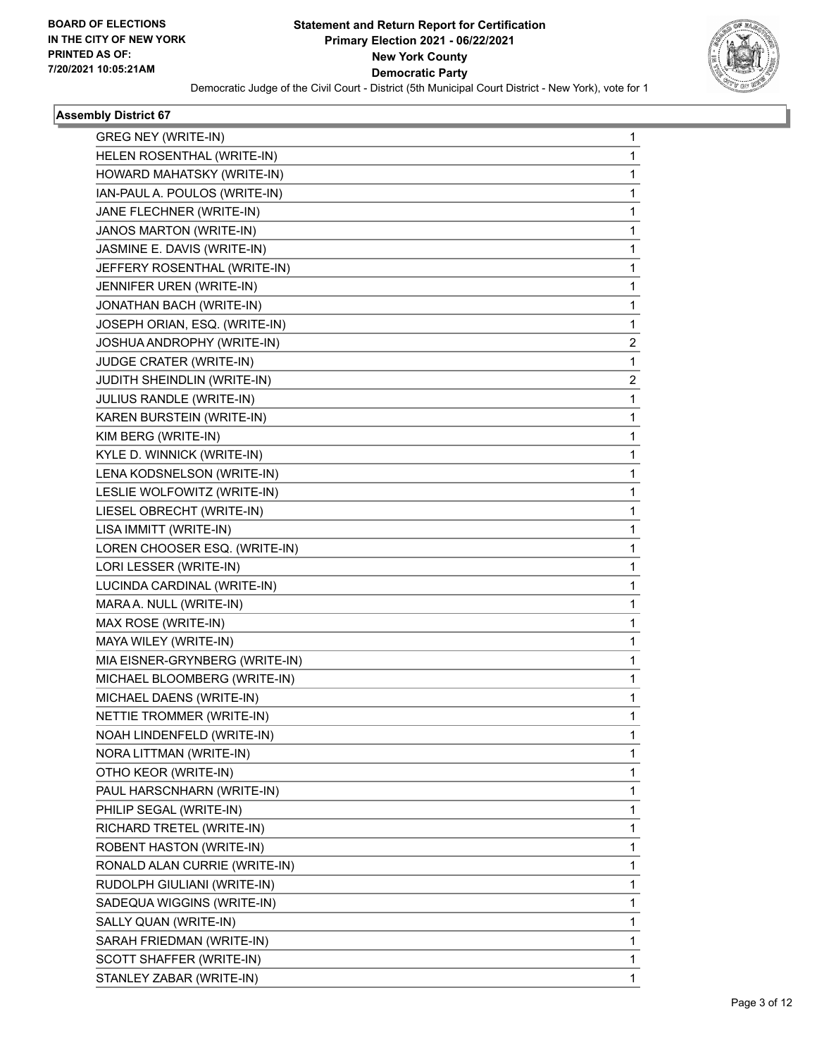**BOARD OF ELECTIONS IN THE CITY OF NEW YORK PRINTED AS OF: 7/20/2021 10:05:21AM**

# Statement and Return Report for Certification
## Primary Election 2021 - 06/22/2021
## New York County
## Democratic Party

Democratic Judge of the Civil Court - District (5th Municipal Court District - New York), vote for 1

### Assembly District 67

| | |
|---|---|
| GREG NEY (WRITE-IN) | 1 |
| HELEN ROSENTHAL (WRITE-IN) | 1 |
| HOWARD MAHATSKY (WRITE-IN) | 1 |
| IAN-PAUL A. POULOS (WRITE-IN) | 1 |
| JANE FLECHNER (WRITE-IN) | 1 |
| JANOS MARTON (WRITE-IN) | 1 |
| JASMINE E. DAVIS (WRITE-IN) | 1 |
| JEFFERY ROSENTHAL (WRITE-IN) | 1 |
| JENNIFER UREN (WRITE-IN) | 1 |
| JONATHAN BACH (WRITE-IN) | 1 |
| JOSEPH ORIAN, ESQ. (WRITE-IN) | 1 |
| JOSHUA ANDROPHY (WRITE-IN) | 2 |
| JUDGE CRATER (WRITE-IN) | 1 |
| JUDITH SHEINDLIN (WRITE-IN) | 2 |
| JULIUS RANDLE (WRITE-IN) | 1 |
| KAREN BURSTEIN (WRITE-IN) | 1 |
| KIM BERG (WRITE-IN) | 1 |
| KYLE D. WINNICK (WRITE-IN) | 1 |
| LENA KODSNELSON (WRITE-IN) | 1 |
| LESLIE WOLFOWITZ (WRITE-IN) | 1 |
| LIESEL OBRECHT (WRITE-IN) | 1 |
| LISA IMMITT (WRITE-IN) | 1 |
| LOREN CHOOSER ESQ. (WRITE-IN) | 1 |
| LORI LESSER (WRITE-IN) | 1 |
| LUCINDA CARDINAL (WRITE-IN) | 1 |
| MARA A. NULL (WRITE-IN) | 1 |
| MAX ROSE (WRITE-IN) | 1 |
| MAYA WILEY (WRITE-IN) | 1 |
| MIA EISNER-GRYNBERG (WRITE-IN) | 1 |
| MICHAEL BLOOMBERG (WRITE-IN) | 1 |
| MICHAEL DAENS (WRITE-IN) | 1 |
| NETTIE TROMMER (WRITE-IN) | 1 |
| NOAH LINDENFELD (WRITE-IN) | 1 |
| NORA LITTMAN (WRITE-IN) | 1 |
| OTHO KEOR (WRITE-IN) | 1 |
| PAUL HARSCNHARN (WRITE-IN) | 1 |
| PHILIP SEGAL (WRITE-IN) | 1 |
| RICHARD TRETEL (WRITE-IN) | 1 |
| ROBENT HASTON (WRITE-IN) | 1 |
| RONALD ALAN CURRIE (WRITE-IN) | 1 |
| RUDOLPH GIULIANI (WRITE-IN) | 1 |
| SADEQUA WIGGINS (WRITE-IN) | 1 |
| SALLY QUAN (WRITE-IN) | 1 |
| SARAH FRIEDMAN (WRITE-IN) | 1 |
| SCOTT SHAFFER (WRITE-IN) | 1 |
| STANLEY ZABAR (WRITE-IN) | 1 |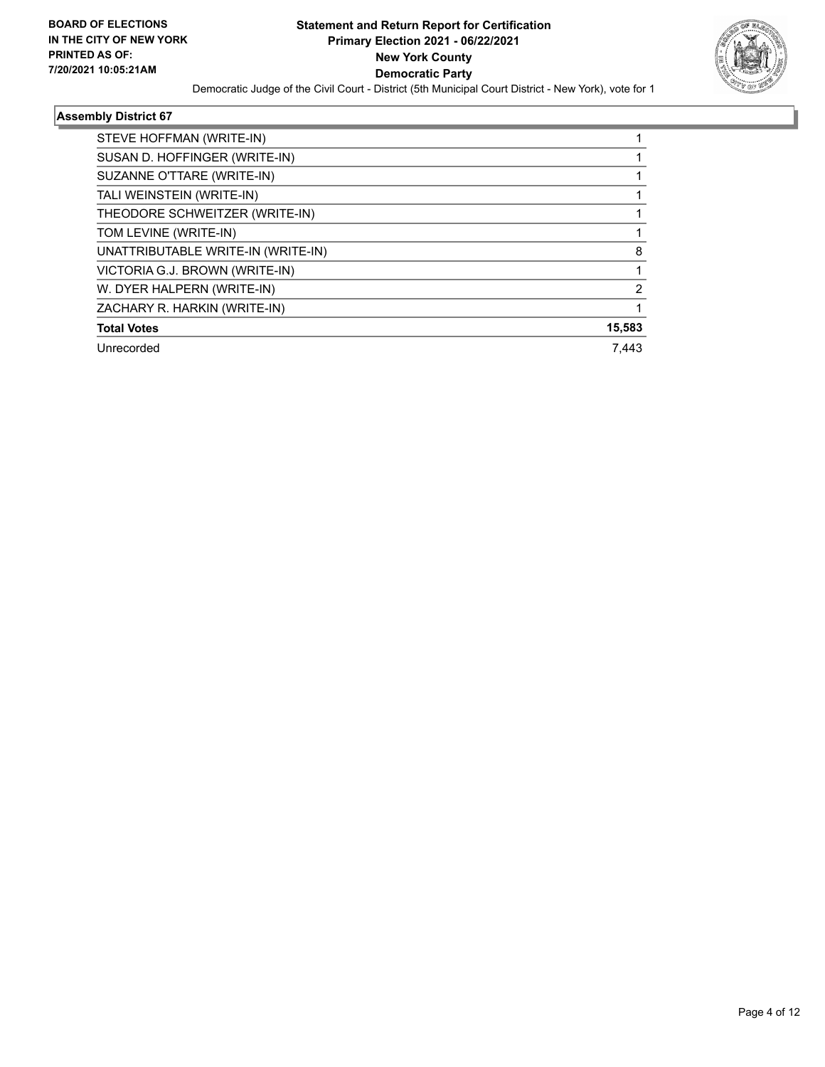**BOARD OF ELECTIONS IN THE CITY OF NEW YORK PRINTED AS OF: 7/20/2021 10:05:21AM**

# Statement and Return Report for Certification
## Primary Election 2021 - 06/22/2021
## New York County
## Democratic Party

Democratic Judge of the Civil Court - District (5th Municipal Court District - New York), vote for 1

### Assembly District 67

| | |
|---|---|
| STEVE HOFFMAN (WRITE-IN) | 1 |
| SUSAN D. HOFFINGER (WRITE-IN) | 1 |
| SUZANNE O'TTARE (WRITE-IN) | 1 |
| TALI WEINSTEIN (WRITE-IN) | 1 |
| THEODORE SCHWEITZER (WRITE-IN) | 1 |
| TOM LEVINE (WRITE-IN) | 1 |
| UNATTRIBUTABLE WRITE-IN (WRITE-IN) | 8 |
| VICTORIA G.J. BROWN (WRITE-IN) | 1 |
| W. DYER HALPERN (WRITE-IN) | 2 |
| ZACHARY R. HARKIN (WRITE-IN) | 1 |
| **Total Votes** | **15,583** |
| Unrecorded | 7,443 |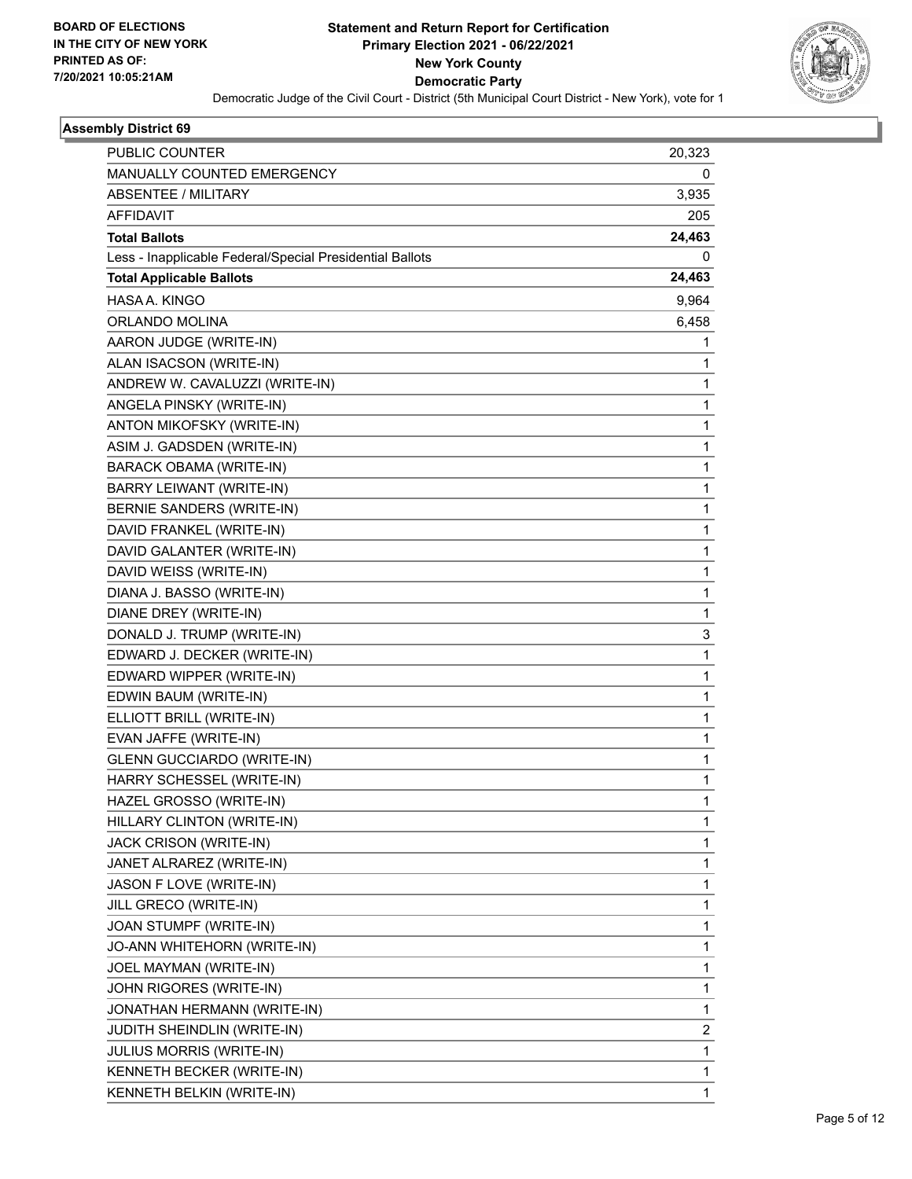BOARD OF ELECTIONS
IN THE CITY OF NEW YORK
PRINTED AS OF:
7/20/2021 10:05:21AM

**Statement and Return Report for Certification**
**Primary Election 2021 - 06/22/2021**
**New York County**
**Democratic Party**
Democratic Judge of the Civil Court - District (5th Municipal Court District - New York), vote for 1

### Assembly District 69

| | |
|---|---|
| PUBLIC COUNTER | 20,323 |
| MANUALLY COUNTED EMERGENCY | 0 |
| ABSENTEE / MILITARY | 3,935 |
| AFFIDAVIT | 205 |
| **Total Ballots** | **24,463** |
| Less - Inapplicable Federal/Special Presidential Ballots | 0 |
| **Total Applicable Ballots** | **24,463** |
| HASA A. KINGO | 9,964 |
| ORLANDO MOLINA | 6,458 |
| AARON JUDGE (WRITE-IN) | 1 |
| ALAN ISACSON (WRITE-IN) | 1 |
| ANDREW W. CAVALUZZI (WRITE-IN) | 1 |
| ANGELA PINSKY (WRITE-IN) | 1 |
| ANTON MIKOFSKY (WRITE-IN) | 1 |
| ASIM J. GADSDEN (WRITE-IN) | 1 |
| BARACK OBAMA (WRITE-IN) | 1 |
| BARRY LEIWANT (WRITE-IN) | 1 |
| BERNIE SANDERS (WRITE-IN) | 1 |
| DAVID FRANKEL (WRITE-IN) | 1 |
| DAVID GALANTER (WRITE-IN) | 1 |
| DAVID WEISS (WRITE-IN) | 1 |
| DIANA J. BASSO (WRITE-IN) | 1 |
| DIANE DREY (WRITE-IN) | 1 |
| DONALD J. TRUMP (WRITE-IN) | 3 |
| EDWARD J. DECKER (WRITE-IN) | 1 |
| EDWARD WIPPER (WRITE-IN) | 1 |
| EDWIN BAUM (WRITE-IN) | 1 |
| ELLIOTT BRILL (WRITE-IN) | 1 |
| EVAN JAFFE (WRITE-IN) | 1 |
| GLENN GUCCIARDO (WRITE-IN) | 1 |
| HARRY SCHESSEL (WRITE-IN) | 1 |
| HAZEL GROSSO (WRITE-IN) | 1 |
| HILLARY CLINTON (WRITE-IN) | 1 |
| JACK CRISON (WRITE-IN) | 1 |
| JANET ALRAREZ (WRITE-IN) | 1 |
| JASON F LOVE (WRITE-IN) | 1 |
| JILL GRECO (WRITE-IN) | 1 |
| JOAN STUMPF (WRITE-IN) | 1 |
| JO-ANN WHITEHORN (WRITE-IN) | 1 |
| JOEL MAYMAN (WRITE-IN) | 1 |
| JOHN RIGORES (WRITE-IN) | 1 |
| JONATHAN HERMANN (WRITE-IN) | 1 |
| JUDITH SHEINDLIN (WRITE-IN) | 2 |
| JULIUS MORRIS (WRITE-IN) | 1 |
| KENNETH BECKER (WRITE-IN) | 1 |
| KENNETH BELKIN (WRITE-IN) | 1 |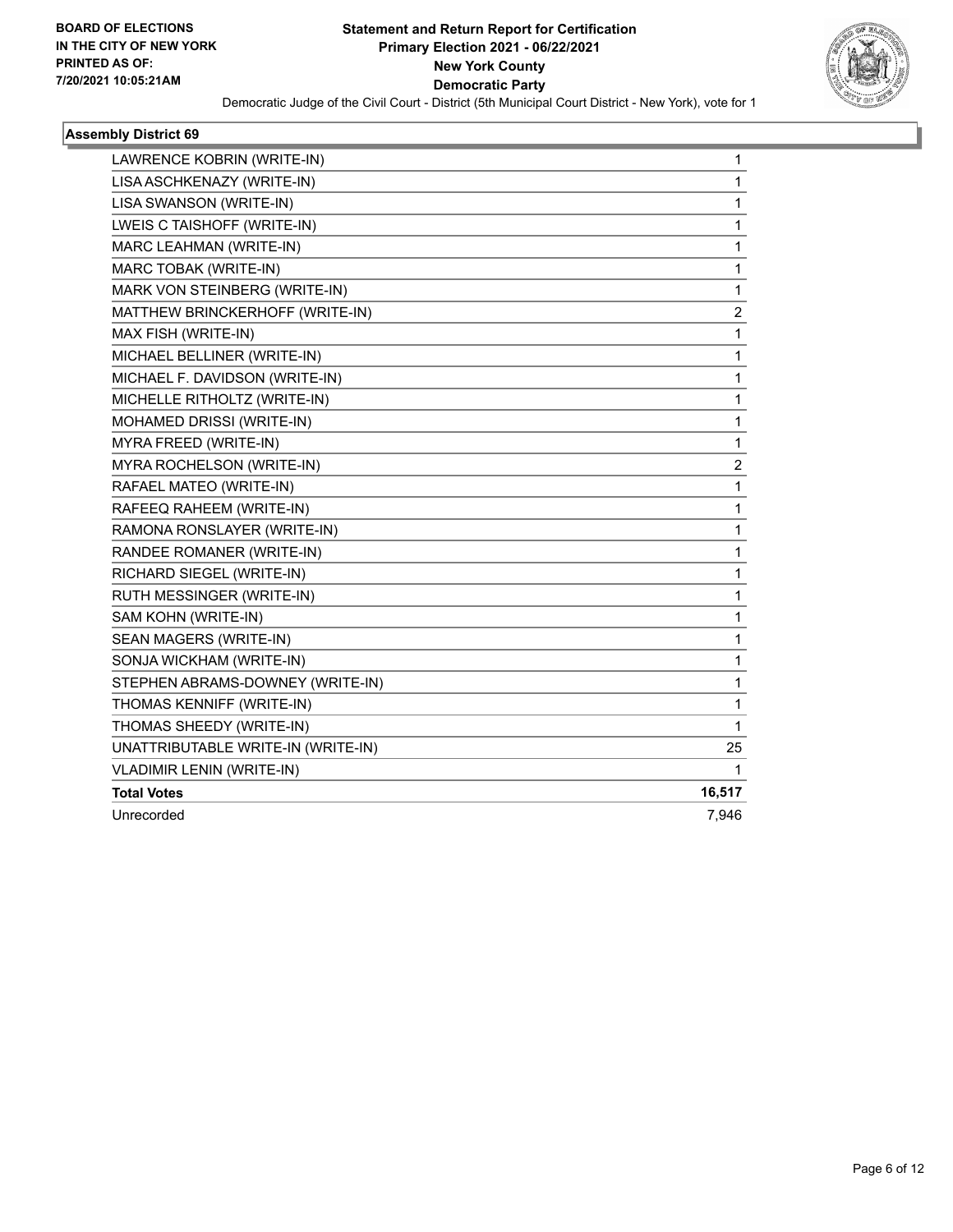**BOARD OF ELECTIONS IN THE CITY OF NEW YORK PRINTED AS OF: 7/20/2021 10:05:21AM**

**Statement and Return Report for Certification Primary Election 2021 - 06/22/2021 New York County Democratic Party**

Democratic Judge of the Civil Court - District (5th Municipal Court District - New York), vote for 1

### Assembly District 69

| | |
|---|---|
| LAWRENCE KOBRIN (WRITE-IN) | 1 |
| LISA ASCHKENAZY (WRITE-IN) | 1 |
| LISA SWANSON (WRITE-IN) | 1 |
| LWEIS C TAISHOFF (WRITE-IN) | 1 |
| MARC LEAHMAN (WRITE-IN) | 1 |
| MARC TOBAK (WRITE-IN) | 1 |
| MARK VON STEINBERG (WRITE-IN) | 1 |
| MATTHEW BRINCKERHOFF (WRITE-IN) | 2 |
| MAX FISH (WRITE-IN) | 1 |
| MICHAEL BELLINER (WRITE-IN) | 1 |
| MICHAEL F. DAVIDSON (WRITE-IN) | 1 |
| MICHELLE RITHOLTZ (WRITE-IN) | 1 |
| MOHAMED DRISSI (WRITE-IN) | 1 |
| MYRA FREED (WRITE-IN) | 1 |
| MYRA ROCHELSON (WRITE-IN) | 2 |
| RAFAEL MATEO (WRITE-IN) | 1 |
| RAFEEQ RAHEEM (WRITE-IN) | 1 |
| RAMONA RONSLAYER (WRITE-IN) | 1 |
| RANDEE ROMANER (WRITE-IN) | 1 |
| RICHARD SIEGEL (WRITE-IN) | 1 |
| RUTH MESSINGER (WRITE-IN) | 1 |
| SAM KOHN (WRITE-IN) | 1 |
| SEAN MAGERS (WRITE-IN) | 1 |
| SONJA WICKHAM (WRITE-IN) | 1 |
| STEPHEN ABRAMS-DOWNEY (WRITE-IN) | 1 |
| THOMAS KENNIFF (WRITE-IN) | 1 |
| THOMAS SHEEDY (WRITE-IN) | 1 |
| UNATTRIBUTABLE WRITE-IN (WRITE-IN) | 25 |
| VLADIMIR LENIN (WRITE-IN) | 1 |
| **Total Votes** | **16,517** |
| Unrecorded | 7,946 |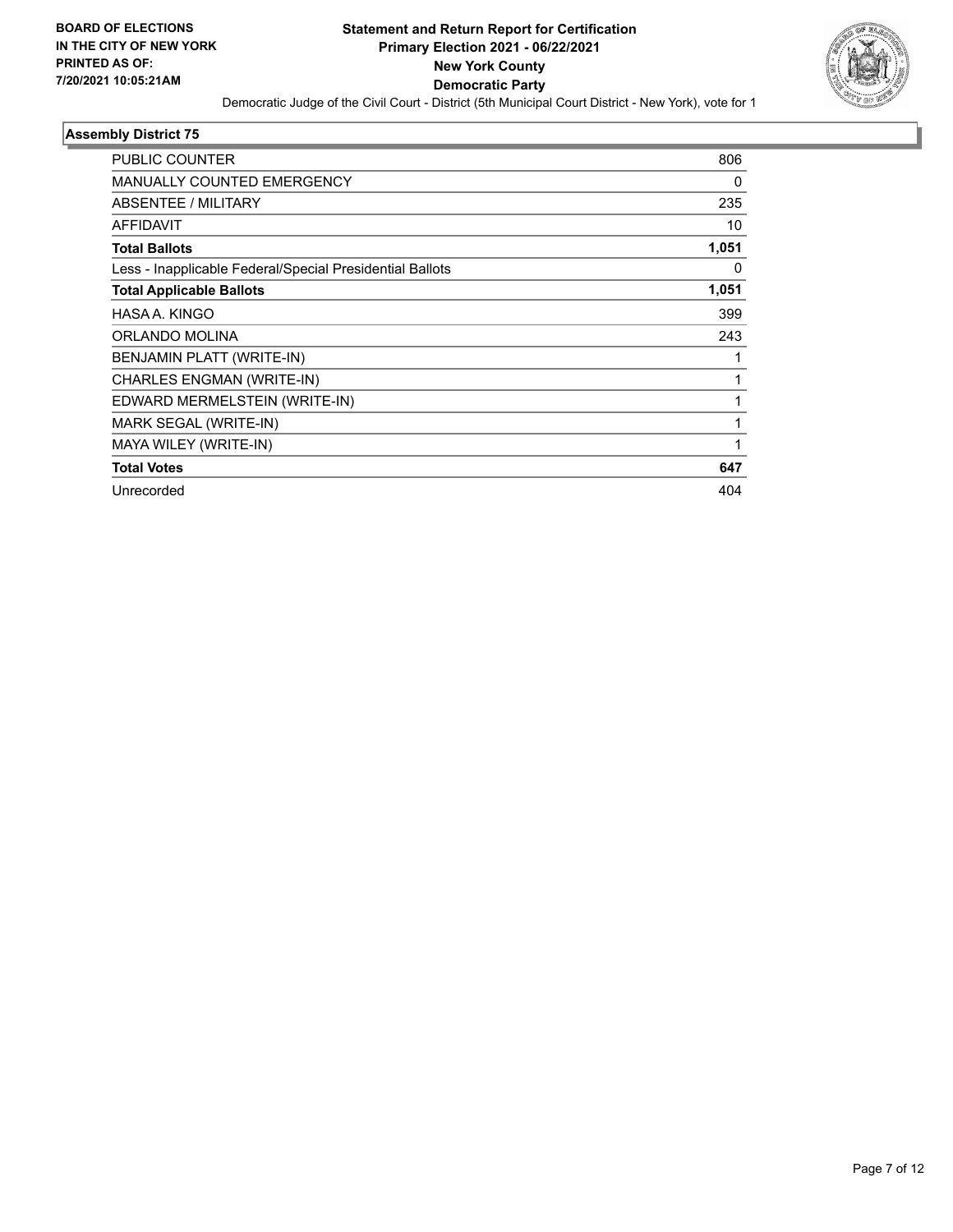**BOARD OF ELECTIONS IN THE CITY OF NEW YORK PRINTED AS OF: 7/20/2021 10:05:21AM**

**Statement and Return Report for Certification**
**Primary Election 2021 - 06/22/2021**
**New York County**
**Democratic Party**

Democratic Judge of the Civil Court - District (5th Municipal Court District - New York), vote for 1

## Assembly District 75

| | |
|---|---|
| PUBLIC COUNTER | 806 |
| MANUALLY COUNTED EMERGENCY | 0 |
| ABSENTEE / MILITARY | 235 |
| AFFIDAVIT | 10 |
| **Total Ballots** | **1,051** |
| Less - Inapplicable Federal/Special Presidential Ballots | 0 |
| **Total Applicable Ballots** | **1,051** |
| HASA A. KINGO | 399 |
| ORLANDO MOLINA | 243 |
| BENJAMIN PLATT (WRITE-IN) | 1 |
| CHARLES ENGMAN (WRITE-IN) | 1 |
| EDWARD MERMELSTEIN (WRITE-IN) | 1 |
| MARK SEGAL (WRITE-IN) | 1 |
| MAYA WILEY (WRITE-IN) | 1 |
| **Total Votes** | **647** |
| Unrecorded | 404 |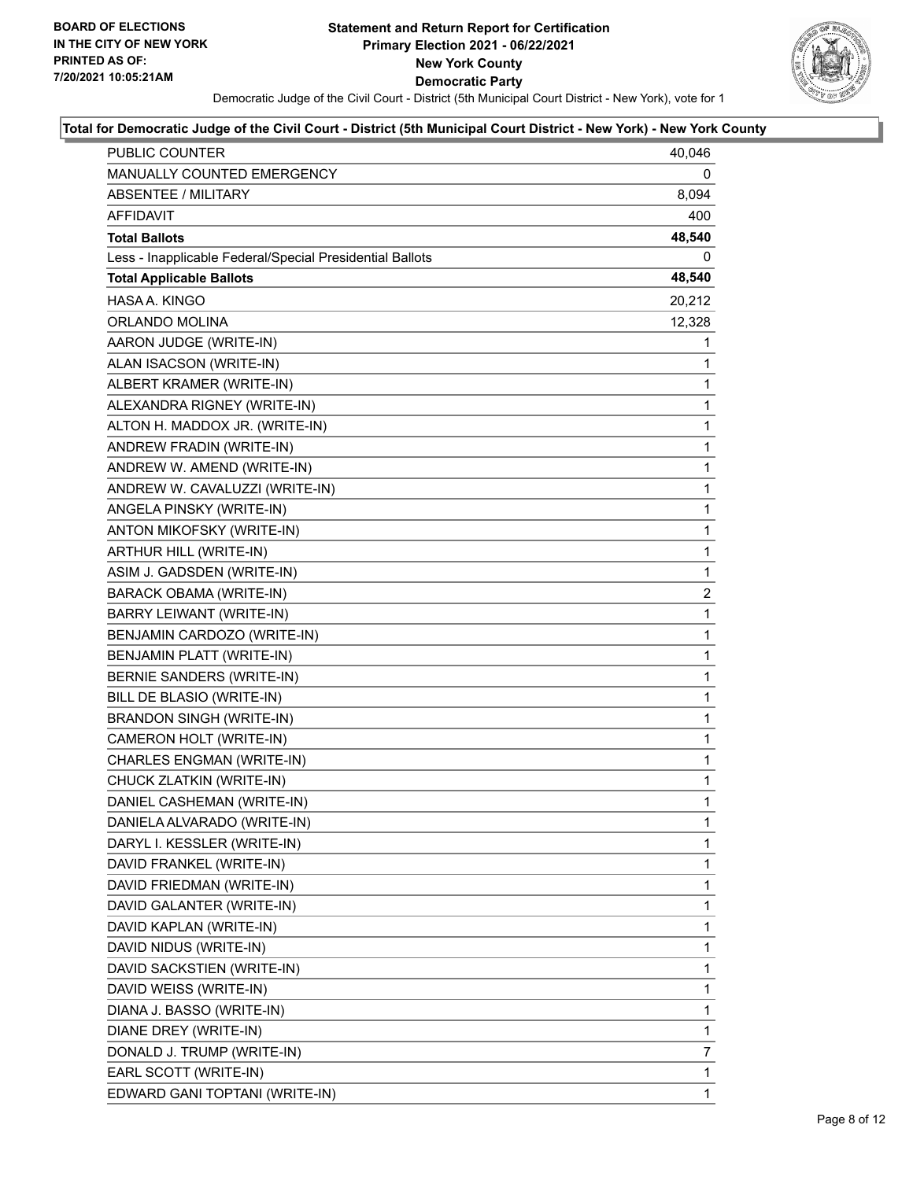**BOARD OF ELECTIONS IN THE CITY OF NEW YORK PRINTED AS OF: 7/20/2021 10:05:21AM**

# Statement and Return Report for Certification
## Primary Election 2021 - 06/22/2021
## New York County
## Democratic Party

Democratic Judge of the Civil Court - District (5th Municipal Court District - New York), vote for 1

### Total for Democratic Judge of the Civil Court - District (5th Municipal Court District - New York) - New York County

| | |
|---|---|
| PUBLIC COUNTER | 40,046 |
| MANUALLY COUNTED EMERGENCY | 0 |
| ABSENTEE / MILITARY | 8,094 |
| AFFIDAVIT | 400 |
| **Total Ballots** | **48,540** |
| Less - Inapplicable Federal/Special Presidential Ballots | 0 |
| **Total Applicable Ballots** | **48,540** |
| HASA A. KINGO | 20,212 |
| ORLANDO MOLINA | 12,328 |
| AARON JUDGE (WRITE-IN) | 1 |
| ALAN ISACSON (WRITE-IN) | 1 |
| ALBERT KRAMER (WRITE-IN) | 1 |
| ALEXANDRA RIGNEY (WRITE-IN) | 1 |
| ALTON H. MADDOX JR. (WRITE-IN) | 1 |
| ANDREW FRADIN (WRITE-IN) | 1 |
| ANDREW W. AMEND (WRITE-IN) | 1 |
| ANDREW W. CAVALUZZI (WRITE-IN) | 1 |
| ANGELA PINSKY (WRITE-IN) | 1 |
| ANTON MIKOFSKY (WRITE-IN) | 1 |
| ARTHUR HILL (WRITE-IN) | 1 |
| ASIM J. GADSDEN (WRITE-IN) | 1 |
| BARACK OBAMA (WRITE-IN) | 2 |
| BARRY LEIWANT (WRITE-IN) | 1 |
| BENJAMIN CARDOZO (WRITE-IN) | 1 |
| BENJAMIN PLATT (WRITE-IN) | 1 |
| BERNIE SANDERS (WRITE-IN) | 1 |
| BILL DE BLASIO (WRITE-IN) | 1 |
| BRANDON SINGH (WRITE-IN) | 1 |
| CAMERON HOLT (WRITE-IN) | 1 |
| CHARLES ENGMAN (WRITE-IN) | 1 |
| CHUCK ZLATKIN (WRITE-IN) | 1 |
| DANIEL CASHEMAN (WRITE-IN) | 1 |
| DANIELA ALVARADO (WRITE-IN) | 1 |
| DARYL I. KESSLER (WRITE-IN) | 1 |
| DAVID FRANKEL (WRITE-IN) | 1 |
| DAVID FRIEDMAN (WRITE-IN) | 1 |
| DAVID GALANTER (WRITE-IN) | 1 |
| DAVID KAPLAN (WRITE-IN) | 1 |
| DAVID NIDUS (WRITE-IN) | 1 |
| DAVID SACKSTIEN (WRITE-IN) | 1 |
| DAVID WEISS (WRITE-IN) | 1 |
| DIANA J. BASSO (WRITE-IN) | 1 |
| DIANE DREY (WRITE-IN) | 1 |
| DONALD J. TRUMP (WRITE-IN) | 7 |
| EARL SCOTT (WRITE-IN) | 1 |
| EDWARD GANI TOPTANI (WRITE-IN) | 1 |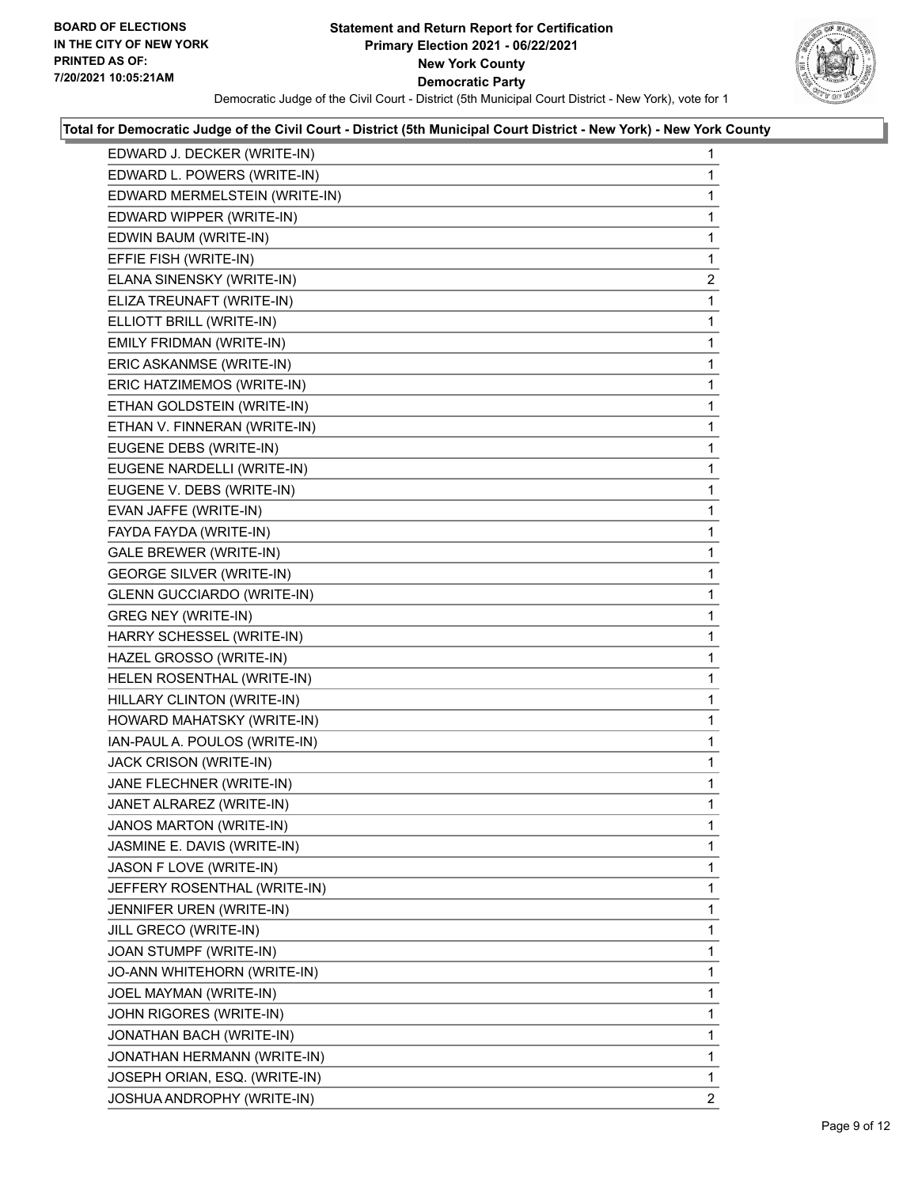**Statement and Return Report for Certification**
**Primary Election 2021 - 06/22/2021**
**New York County**
**Democratic Party**

Democratic Judge of the Civil Court - District (5th Municipal Court District - New York), vote for 1

**Total for Democratic Judge of the Civil Court - District (5th Municipal Court District - New York) - New York County**

| | |
|---|---|
| EDWARD J. DECKER (WRITE-IN) | 1 |
| EDWARD L. POWERS (WRITE-IN) | 1 |
| EDWARD MERMELSTEIN (WRITE-IN) | 1 |
| EDWARD WIPPER (WRITE-IN) | 1 |
| EDWIN BAUM (WRITE-IN) | 1 |
| EFFIE FISH (WRITE-IN) | 1 |
| ELANA SINENSKY (WRITE-IN) | 2 |
| ELIZA TREUNAFT (WRITE-IN) | 1 |
| ELLIOTT BRILL (WRITE-IN) | 1 |
| EMILY FRIDMAN (WRITE-IN) | 1 |
| ERIC ASKANMSE (WRITE-IN) | 1 |
| ERIC HATZIMEMOS (WRITE-IN) | 1 |
| ETHAN GOLDSTEIN (WRITE-IN) | 1 |
| ETHAN V. FINNERAN (WRITE-IN) | 1 |
| EUGENE DEBS (WRITE-IN) | 1 |
| EUGENE NARDELLI (WRITE-IN) | 1 |
| EUGENE V. DEBS (WRITE-IN) | 1 |
| EVAN JAFFE (WRITE-IN) | 1 |
| FAYDA FAYDA (WRITE-IN) | 1 |
| GALE BREWER (WRITE-IN) | 1 |
| GEORGE SILVER (WRITE-IN) | 1 |
| GLENN GUCCIARDO (WRITE-IN) | 1 |
| GREG NEY (WRITE-IN) | 1 |
| HARRY SCHESSEL (WRITE-IN) | 1 |
| HAZEL GROSSO (WRITE-IN) | 1 |
| HELEN ROSENTHAL (WRITE-IN) | 1 |
| HILLARY CLINTON (WRITE-IN) | 1 |
| HOWARD MAHATSKY (WRITE-IN) | 1 |
| IAN-PAUL A. POULOS (WRITE-IN) | 1 |
| JACK CRISON (WRITE-IN) | 1 |
| JANE FLECHNER (WRITE-IN) | 1 |
| JANET ALRAREZ (WRITE-IN) | 1 |
| JANOS MARTON (WRITE-IN) | 1 |
| JASMINE E. DAVIS (WRITE-IN) | 1 |
| JASON F LOVE (WRITE-IN) | 1 |
| JEFFERY ROSENTHAL (WRITE-IN) | 1 |
| JENNIFER UREN (WRITE-IN) | 1 |
| JILL GRECO (WRITE-IN) | 1 |
| JOAN STUMPF (WRITE-IN) | 1 |
| JO-ANN WHITEHORN (WRITE-IN) | 1 |
| JOEL MAYMAN (WRITE-IN) | 1 |
| JOHN RIGORES (WRITE-IN) | 1 |
| JONATHAN BACH (WRITE-IN) | 1 |
| JONATHAN HERMANN (WRITE-IN) | 1 |
| JOSEPH ORIAN, ESQ. (WRITE-IN) | 1 |
| JOSHUA ANDROPHY (WRITE-IN) | 2 |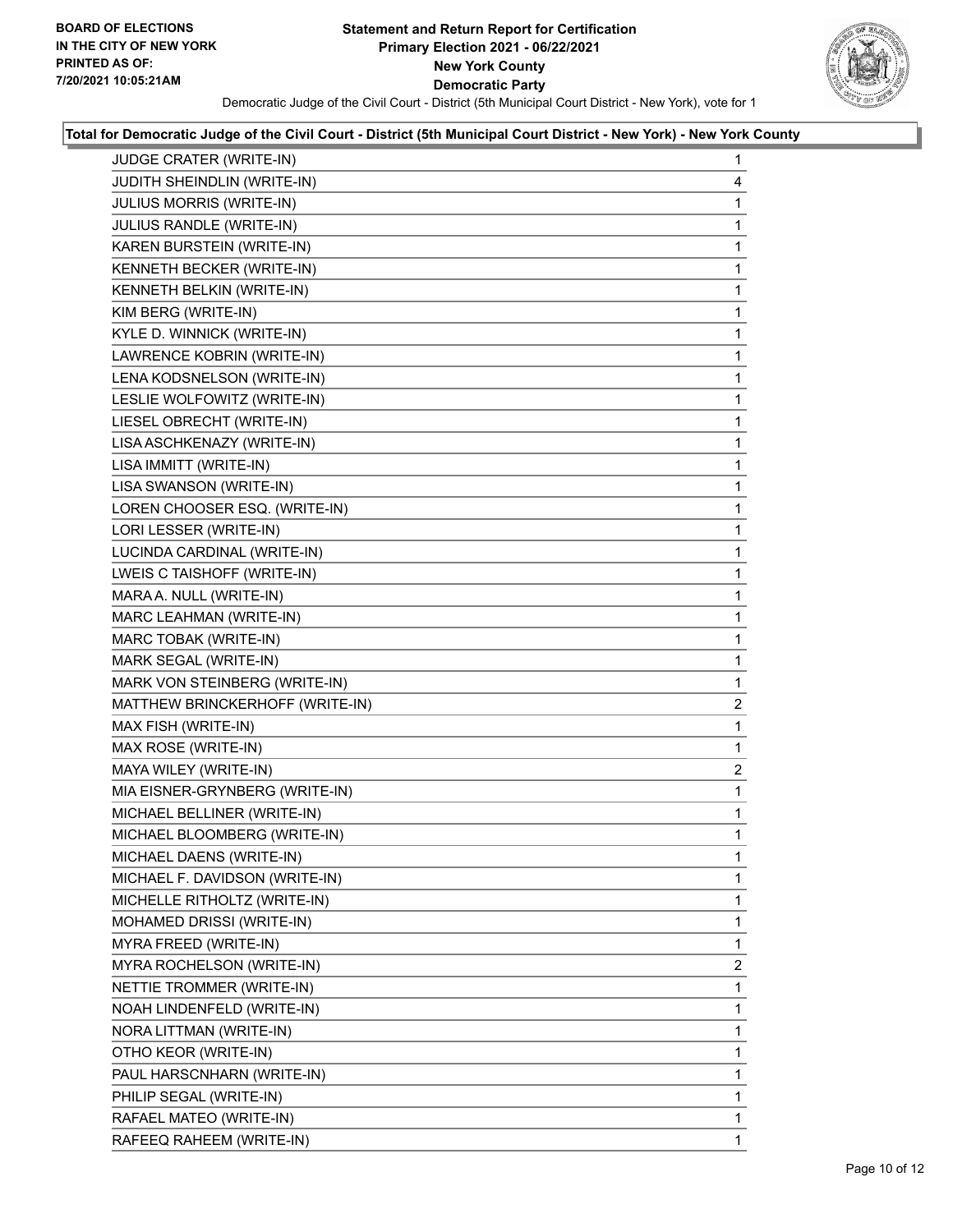**BOARD OF ELECTIONS IN THE CITY OF NEW YORK PRINTED AS OF: 7/20/2021 10:05:21AM**

# Statement and Return Report for Certification
## Primary Election 2021 - 06/22/2021
## New York County
## Democratic Party

Democratic Judge of the Civil Court - District (5th Municipal Court District - New York), vote for 1

### Total for Democratic Judge of the Civil Court - District (5th Municipal Court District - New York) - New York County

| Candidate | Votes |
|---|---|
| JUDGE CRATER (WRITE-IN) | 1 |
| JUDITH SHEINDLIN (WRITE-IN) | 4 |
| JULIUS MORRIS (WRITE-IN) | 1 |
| JULIUS RANDLE (WRITE-IN) | 1 |
| KAREN BURSTEIN (WRITE-IN) | 1 |
| KENNETH BECKER (WRITE-IN) | 1 |
| KENNETH BELKIN (WRITE-IN) | 1 |
| KIM BERG (WRITE-IN) | 1 |
| KYLE D. WINNICK (WRITE-IN) | 1 |
| LAWRENCE KOBRIN (WRITE-IN) | 1 |
| LENA KODSNELSON (WRITE-IN) | 1 |
| LESLIE WOLFOWITZ (WRITE-IN) | 1 |
| LIESEL OBRECHT (WRITE-IN) | 1 |
| LISA ASCHKENAZY (WRITE-IN) | 1 |
| LISA IMMITT (WRITE-IN) | 1 |
| LISA SWANSON (WRITE-IN) | 1 |
| LOREN CHOOSER ESQ. (WRITE-IN) | 1 |
| LORI LESSER (WRITE-IN) | 1 |
| LUCINDA CARDINAL (WRITE-IN) | 1 |
| LWEIS C TAISHOFF (WRITE-IN) | 1 |
| MARA A. NULL (WRITE-IN) | 1 |
| MARC LEAHMAN (WRITE-IN) | 1 |
| MARC TOBAK (WRITE-IN) | 1 |
| MARK SEGAL (WRITE-IN) | 1 |
| MARK VON STEINBERG (WRITE-IN) | 1 |
| MATTHEW BRINCKERHOFF (WRITE-IN) | 2 |
| MAX FISH (WRITE-IN) | 1 |
| MAX ROSE (WRITE-IN) | 1 |
| MAYA WILEY (WRITE-IN) | 2 |
| MIA EISNER-GRYNBERG (WRITE-IN) | 1 |
| MICHAEL BELLINER (WRITE-IN) | 1 |
| MICHAEL BLOOMBERG (WRITE-IN) | 1 |
| MICHAEL DAENS (WRITE-IN) | 1 |
| MICHAEL F. DAVIDSON (WRITE-IN) | 1 |
| MICHELLE RITHOLTZ (WRITE-IN) | 1 |
| MOHAMED DRISSI (WRITE-IN) | 1 |
| MYRA FREED (WRITE-IN) | 1 |
| MYRA ROCHELSON (WRITE-IN) | 2 |
| NETTIE TROMMER (WRITE-IN) | 1 |
| NOAH LINDENFELD (WRITE-IN) | 1 |
| NORA LITTMAN (WRITE-IN) | 1 |
| OTHO KEOR (WRITE-IN) | 1 |
| PAUL HARSCNHARN (WRITE-IN) | 1 |
| PHILIP SEGAL (WRITE-IN) | 1 |
| RAFAEL MATEO (WRITE-IN) | 1 |
| RAFEEQ RAHEEM (WRITE-IN) | 1 |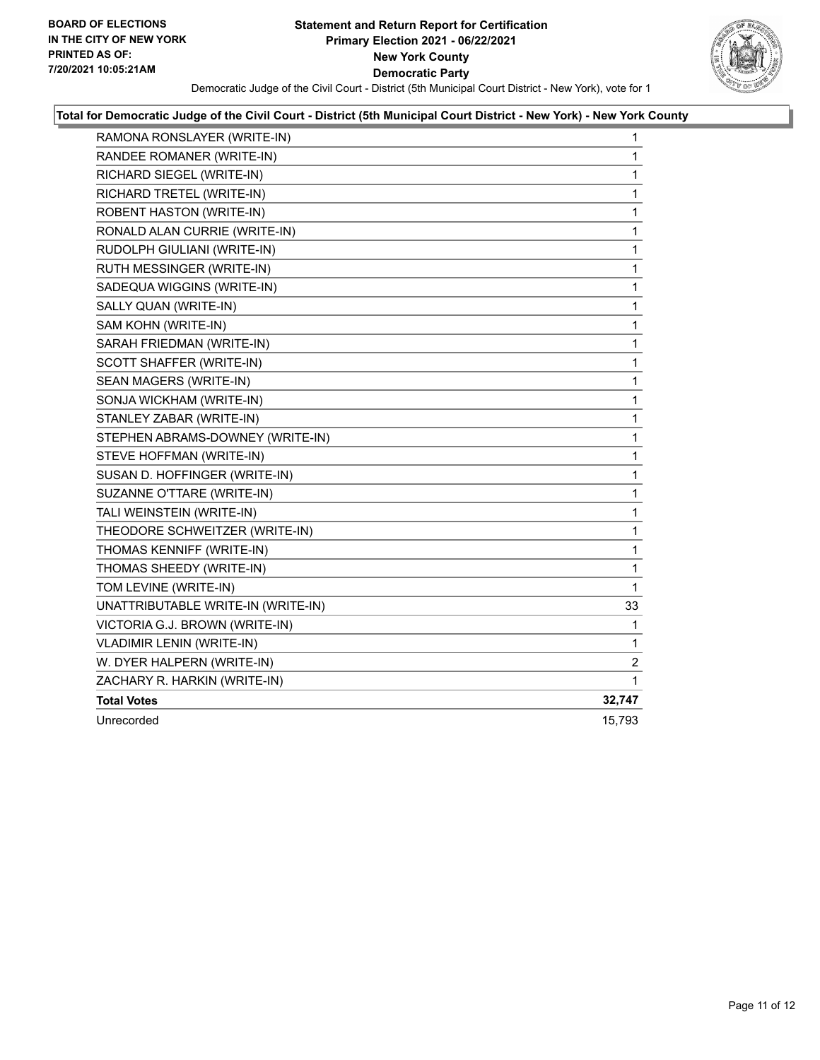**Statement and Return Report for Certification**
**Primary Election 2021 - 06/22/2021**
**New York County**
**Democratic Party**

Democratic Judge of the Civil Court - District (5th Municipal Court District - New York), vote for 1

**Total for Democratic Judge of the Civil Court - District (5th Municipal Court District - New York) - New York County**

| Candidate | Votes |
|---|---|
| RAMONA RONSLAYER (WRITE-IN) | 1 |
| RANDEE ROMANER (WRITE-IN) | 1 |
| RICHARD SIEGEL (WRITE-IN) | 1 |
| RICHARD TRETEL (WRITE-IN) | 1 |
| ROBENT HASTON (WRITE-IN) | 1 |
| RONALD ALAN CURRIE (WRITE-IN) | 1 |
| RUDOLPH GIULIANI (WRITE-IN) | 1 |
| RUTH MESSINGER (WRITE-IN) | 1 |
| SADEQUA WIGGINS (WRITE-IN) | 1 |
| SALLY QUAN (WRITE-IN) | 1 |
| SAM KOHN (WRITE-IN) | 1 |
| SARAH FRIEDMAN (WRITE-IN) | 1 |
| SCOTT SHAFFER (WRITE-IN) | 1 |
| SEAN MAGERS (WRITE-IN) | 1 |
| SONJA WICKHAM (WRITE-IN) | 1 |
| STANLEY ZABAR (WRITE-IN) | 1 |
| STEPHEN ABRAMS-DOWNEY (WRITE-IN) | 1 |
| STEVE HOFFMAN (WRITE-IN) | 1 |
| SUSAN D. HOFFINGER (WRITE-IN) | 1 |
| SUZANNE O'TTARE (WRITE-IN) | 1 |
| TALI WEINSTEIN (WRITE-IN) | 1 |
| THEODORE SCHWEITZER (WRITE-IN) | 1 |
| THOMAS KENNIFF (WRITE-IN) | 1 |
| THOMAS SHEEDY (WRITE-IN) | 1 |
| TOM LEVINE (WRITE-IN) | 1 |
| UNATTRIBUTABLE WRITE-IN (WRITE-IN) | 33 |
| VICTORIA G.J. BROWN (WRITE-IN) | 1 |
| VLADIMIR LENIN (WRITE-IN) | 1 |
| W. DYER HALPERN (WRITE-IN) | 2 |
| ZACHARY R. HARKIN (WRITE-IN) | 1 |
| **Total Votes** | **32,747** |
| Unrecorded | 15,793 |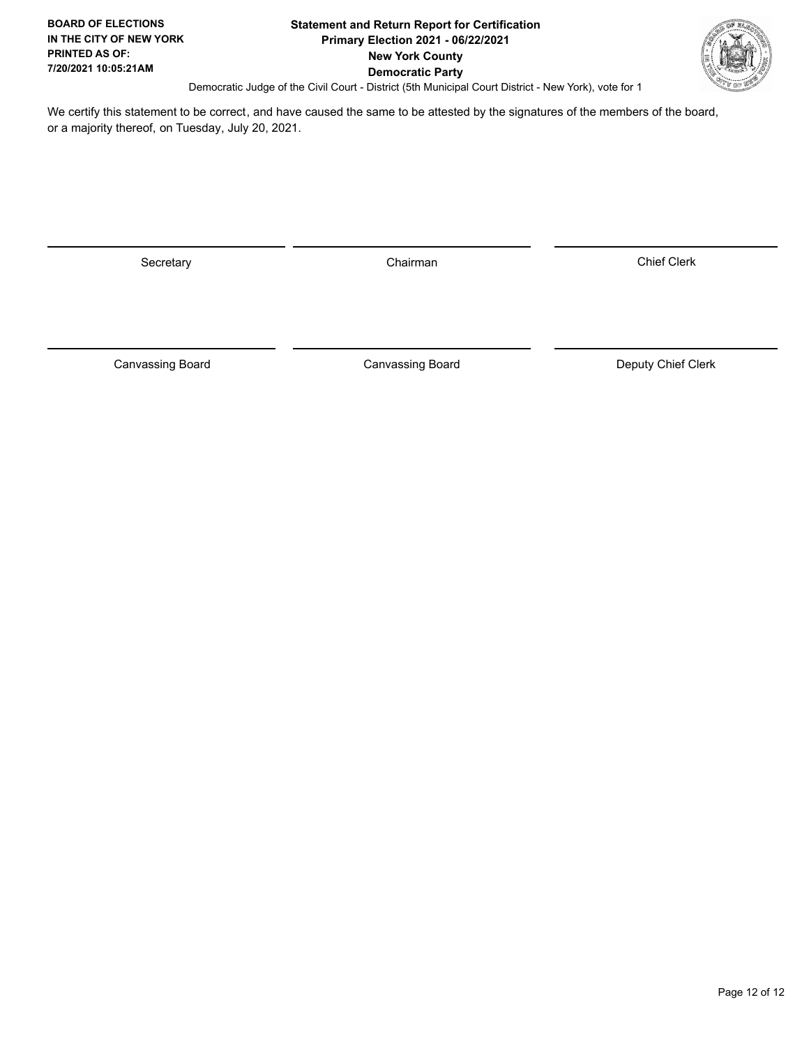**BOARD OF ELECTIONS**
**IN THE CITY OF NEW YORK**
**PRINTED AS OF:**
**7/20/2021 10:05:21AM**

**Statement and Return Report for Certification**
**Primary Election 2021 - 06/22/2021**
**New York County**
**Democratic Party**

Democratic Judge of the Civil Court - District (5th Municipal Court District - New York), vote for 1

We certify this statement to be correct, and have caused the same to be attested by the signatures of the members of the board, or a majority thereof, on Tuesday, July 20, 2021.

| | | |
|---|---|---|
| Secretary | Chairman | Chief Clerk |
| Canvassing Board | Canvassing Board | Deputy Chief Clerk |